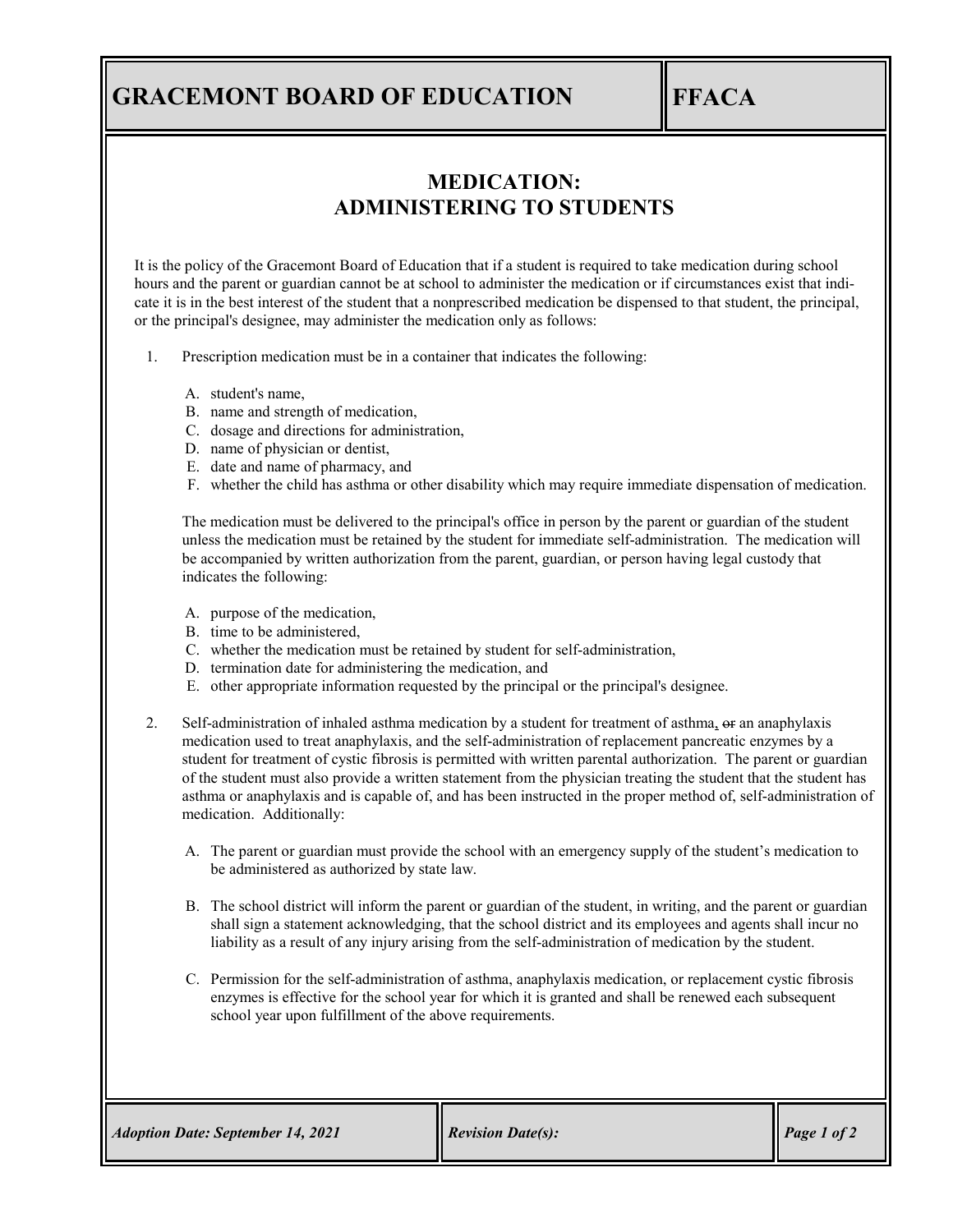# GRACEMONT BOARD OF EDUCATION

**FFACA**

## MEDICATION: ADMINISTERING TO STUDENTS

It is the policy of the Gracemont Board of Education that if a student is required to take medication during school hours and the parent or guardian cannot be at school to administer the medication or if circumstances exist that indicate it is in the best interest of the student that a nonprescribed medication be dispensed to that student, the principal, or the principal's designee, may administer the medication only as follows:

1. Prescription medication must be in a container that indicates the following:

   A. student's name,
   B. name and strength of medication,
   C. dosage and directions for administration,
   D. name of physician or dentist,
   E. date and name of pharmacy, and
   F. whether the child has asthma or other disability which may require immediate dispensation of medication.

   The medication must be delivered to the principal's office in person by the parent or guardian of the student unless the medication must be retained by the student for immediate self-administration. The medication will be accompanied by written authorization from the parent, guardian, or person having legal custody that indicates the following:

   A. purpose of the medication,
   B. time to be administered,
   C. whether the medication must be retained by student for self-administration,
   D. termination date for administering the medication, and
   E. other appropriate information requested by the principal or the principal's designee.

2. Self-administration of inhaled asthma medication by a student for treatment of asthma, ~~or~~ an anaphylaxis medication used to treat anaphylaxis, and the self-administration of replacement pancreatic enzymes by a student for treatment of cystic fibrosis is permitted with written parental authorization. The parent or guardian of the student must also provide a written statement from the physician treating the student that the student has asthma or anaphylaxis and is capable of, and has been instructed in the proper method of, self-administration of medication. Additionally:

   A. The parent or guardian must provide the school with an emergency supply of the student's medication to be administered as authorized by state law.

   B. The school district will inform the parent or guardian of the student, in writing, and the parent or guardian shall sign a statement acknowledging, that the school district and its employees and agents shall incur no liability as a result of any injury arising from the self-administration of medication by the student.

   C. Permission for the self-administration of asthma, anaphylaxis medication, or replacement cystic fibrosis enzymes is effective for the school year for which it is granted and shall be renewed each subsequent school year upon fulfillment of the above requirements.

*Adoption Date: September 14, 2021* | *Revision Date(s):*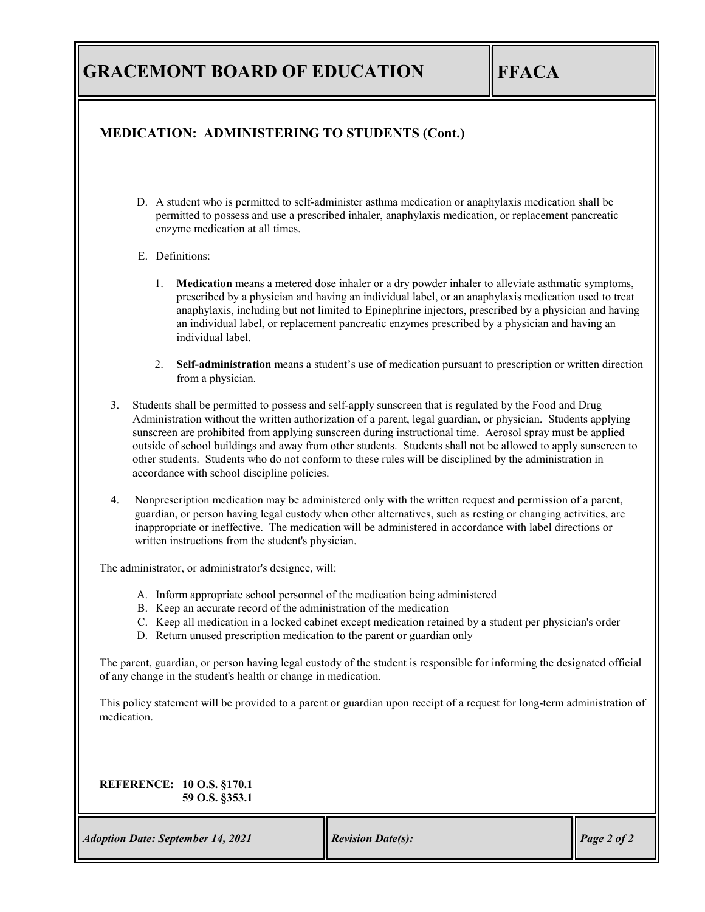## MEDICATION: ADMINISTERING TO STUDENTS (Cont.)

D. A student who is permitted to self-administer asthma medication or anaphylaxis medication shall be permitted to possess and use a prescribed inhaler, anaphylaxis medication, or replacement pancreatic enzyme medication at all times.

E. Definitions:

1. **Medication** means a metered dose inhaler or a dry powder inhaler to alleviate asthmatic symptoms, prescribed by a physician and having an individual label, or an anaphylaxis medication used to treat anaphylaxis, including but not limited to Epinephrine injectors, prescribed by a physician and having an individual label, or replacement pancreatic enzymes prescribed by a physician and having an individual label.

2. **Self-administration** means a student's use of medication pursuant to prescription or written direction from a physician.

3. Students shall be permitted to possess and self-apply sunscreen that is regulated by the Food and Drug Administration without the written authorization of a parent, legal guardian, or physician. Students applying sunscreen are prohibited from applying sunscreen during instructional time. Aerosol spray must be applied outside of school buildings and away from other students. Students shall not be allowed to apply sunscreen to other students. Students who do not conform to these rules will be disciplined by the administration in accordance with school discipline policies.

4. Nonprescription medication may be administered only with the written request and permission of a parent, guardian, or person having legal custody when other alternatives, such as resting or changing activities, are inappropriate or ineffective. The medication will be administered in accordance with label directions or written instructions from the student's physician.

The administrator, or administrator's designee, will:

A. Inform appropriate school personnel of the medication being administered
B. Keep an accurate record of the administration of the medication
C. Keep all medication in a locked cabinet except medication retained by a student per physician's order
D. Return unused prescription medication to the parent or guardian only

The parent, guardian, or person having legal custody of the student is responsible for informing the designated official of any change in the student's health or change in medication.

This policy statement will be provided to a parent or guardian upon receipt of a request for long-term administration of medication.

**REFERENCE: 10 O.S. §170.1**
**59 O.S. §353.1**

*Adoption Date: September 14, 2021* | *Revision Date(s):*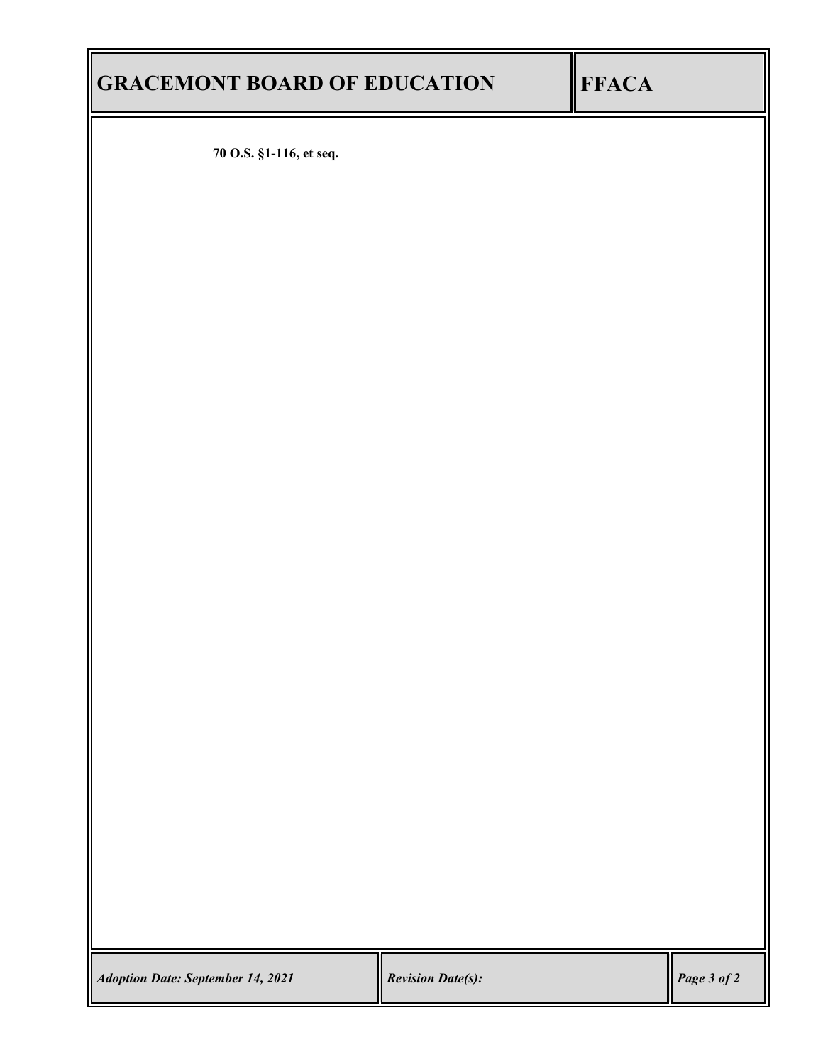**70 O.S. §1-116, et seq.**